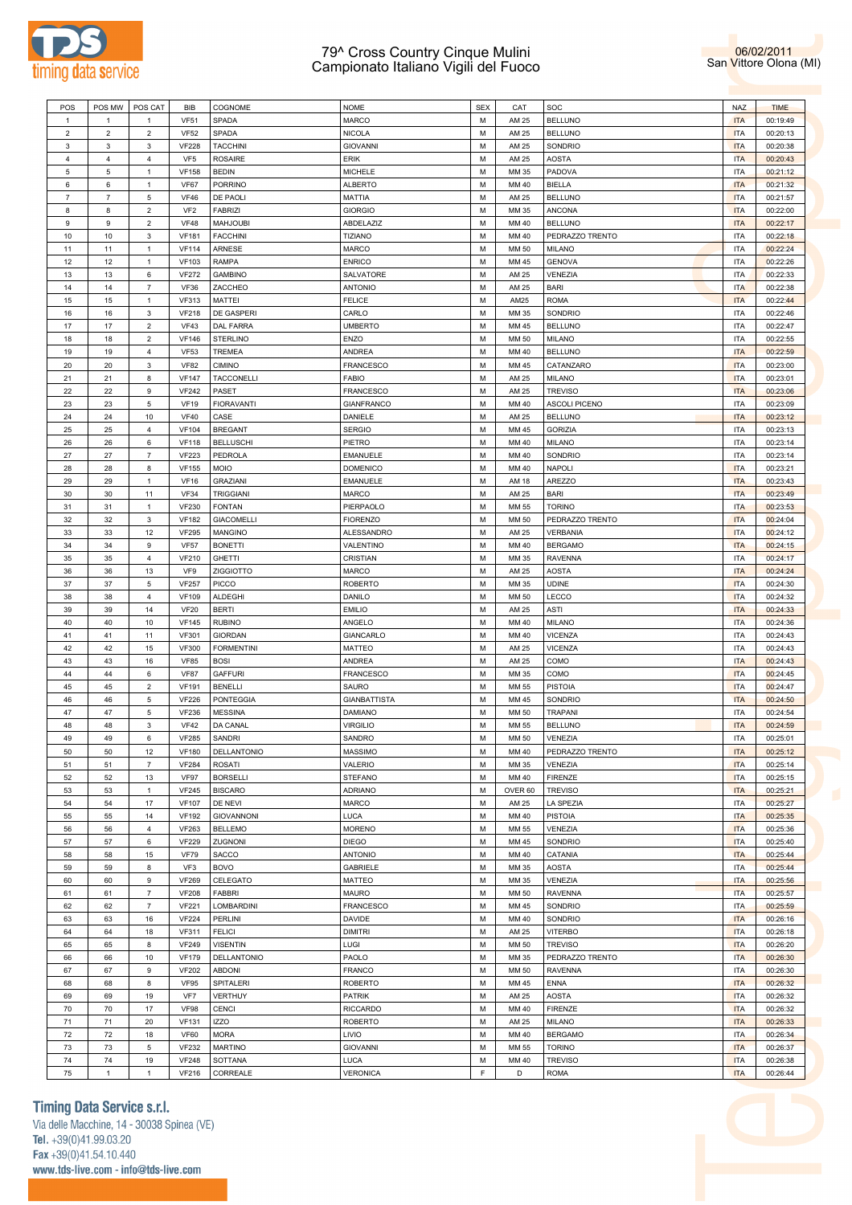# 79^ Cross Country Cinque Mulini
## Campionato Italiano Vigili del Fuoco

06/02/2011
San Vittore Olona (MI)

| POS | POS MW | POS CAT | BIB | COGNOME | NOME | SEX | CAT | SOC | NAZ | TIME |
|---|---|---|---|---|---|---|---|---|---|---|
| 1 | 1 | 1 | VF51 | SPADA | MARCO | M | AM 25 | BELLUNO | ITA | 00:19:49 |
| 2 | 2 | 2 | VF52 | SPADA | NICOLA | M | AM 25 | BELLUNO | ITA | 00:20:13 |
| 3 | 3 | 3 | VF228 | TACCHINI | GIOVANNI | M | AM 25 | SONDRIO | ITA | 00:20:38 |
| 4 | 4 | 4 | VF5 | ROSAIRE | ERIK | M | AM 25 | AOSTA | ITA | 00:20:43 |
| 5 | 5 | 1 | VF158 | BEDIN | MICHELE | M | MM 35 | PADOVA | ITA | 00:21:12 |
| 6 | 6 | 1 | VF67 | PORRINO | ALBERTO | M | MM 40 | BIELLA | ITA | 00:21:32 |
| 7 | 7 | 5 | VF46 | DE PAOLI | MATTIA | M | AM 25 | BELLUNO | ITA | 00:21:57 |
| 8 | 8 | 2 | VF2 | FABRIZI | GIORGIO | M | MM 35 | ANCONA | ITA | 00:22:00 |
| 9 | 9 | 2 | VF48 | MAHJOUBI | ABDELAZIZ | M | MM 40 | BELLUNO | ITA | 00:22:17 |
| 10 | 10 | 3 | VF181 | FACCHINI | TIZIANO | M | MM 40 | PEDRAZZO TRENTO | ITA | 00:22:18 |
| 11 | 11 | 1 | VF114 | ARNESE | MARCO | M | MM 50 | MILANO | ITA | 00:22:24 |
| 12 | 12 | 1 | VF103 | RAMPA | ENRICO | M | MM 45 | GENOVA | ITA | 00:22:26 |
| 13 | 13 | 6 | VF272 | GAMBINO | SALVATORE | M | AM 25 | VENEZIA | ITA | 00:22:33 |
| 14 | 14 | 7 | VF36 | ZACCHEO | ANTONIO | M | AM 25 | BARI | ITA | 00:22:38 |
| 15 | 15 | 1 | VF313 | MATTEI | FELICE | M | AM25 | ROMA | ITA | 00:22:44 |
| 16 | 16 | 3 | VF218 | DE GASPERI | CARLO | M | MM 35 | SONDRIO | ITA | 00:22:46 |
| 17 | 17 | 2 | VF43 | DAL FARRA | UMBERTO | M | MM 45 | BELLUNO | ITA | 00:22:47 |
| 18 | 18 | 2 | VF146 | STERLINO | ENZO | M | MM 50 | MILANO | ITA | 00:22:55 |
| 19 | 19 | 4 | VF53 | TREMEA | ANDREA | M | MM 40 | BELLUNO | ITA | 00:22:59 |
| 20 | 20 | 3 | VF82 | CIMINO | FRANCESCO | M | MM 45 | CATANZARO | ITA | 00:23:00 |
| 21 | 21 | 8 | VF147 | TACCONELLI | FABIO | M | AM 25 | MILANO | ITA | 00:23:01 |
| 22 | 22 | 9 | VF242 | PASET | FRANCESCO | M | AM 25 | TREVISO | ITA | 00:23:06 |
| 23 | 23 | 5 | VF19 | FIORAVANTI | GIANFRANCO | M | MM 40 | ASCOLI PICENO | ITA | 00:23:09 |
| 24 | 24 | 10 | VF40 | CASE | DANIELE | M | AM 25 | BELLUNO | ITA | 00:23:12 |
| 25 | 25 | 4 | VF104 | BREGANT | SERGIO | M | MM 45 | GORIZIA | ITA | 00:23:13 |
| 26 | 26 | 6 | VF118 | BELLUSCHI | PIETRO | M | MM 40 | MILANO | ITA | 00:23:14 |
| 27 | 27 | 7 | VF223 | PEDROLA | EMANUELE | M | MM 40 | SONDRIO | ITA | 00:23:14 |
| 28 | 28 | 8 | VF155 | MOIO | DOMENICO | M | MM 40 | NAPOLI | ITA | 00:23:21 |
| 29 | 29 | 1 | VF16 | GRAZIANI | EMANUELE | M | AM 18 | AREZZO | ITA | 00:23:43 |
| 30 | 30 | 11 | VF34 | TRIGGIANI | MARCO | M | AM 25 | BARI | ITA | 00:23:49 |
| 31 | 31 | 1 | VF230 | FONTAN | PIERPAOLO | M | MM 55 | TORINO | ITA | 00:23:53 |
| 32 | 32 | 3 | VF182 | GIACOMELLI | FIORENZO | M | MM 50 | PEDRAZZO TRENTO | ITA | 00:24:04 |
| 33 | 33 | 12 | VF295 | MANGINO | ALESSANDRO | M | AM 25 | VERBANIA | ITA | 00:24:12 |
| 34 | 34 | 9 | VF57 | BONETTI | VALENTINO | M | MM 40 | BERGAMO | ITA | 00:24:15 |
| 35 | 35 | 4 | VF210 | GHETTI | CRISTIAN | M | MM 35 | RAVENNA | ITA | 00:24:17 |
| 36 | 36 | 13 | VF9 | ZIGGIOTTO | MARCO | M | AM 25 | AOSTA | ITA | 00:24:24 |
| 37 | 37 | 5 | VF257 | PICCO | ROBERTO | M | MM 35 | UDINE | ITA | 00:24:30 |
| 38 | 38 | 4 | VF109 | ALDEGHI | DANILO | M | MM 50 | LECCO | ITA | 00:24:32 |
| 39 | 39 | 14 | VF20 | BERTI | EMILIO | M | AM 25 | ASTI | ITA | 00:24:33 |
| 40 | 40 | 10 | VF145 | RUBINO | ANGELO | M | MM 40 | MILANO | ITA | 00:24:36 |
| 41 | 41 | 11 | VF301 | GIORDAN | GIANCARLO | M | MM 40 | VICENZA | ITA | 00:24:43 |
| 42 | 42 | 15 | VF300 | FORMENTINI | MATTEO | M | AM 25 | VICENZA | ITA | 00:24:43 |
| 43 | 43 | 16 | VF85 | BOSI | ANDREA | M | AM 25 | COMO | ITA | 00:24:43 |
| 44 | 44 | 6 | VF87 | GAFFURI | FRANCESCO | M | MM 35 | COMO | ITA | 00:24:45 |
| 45 | 45 | 2 | VF191 | BENELLI | SAURO | M | MM 55 | PISTOIA | ITA | 00:24:47 |
| 46 | 46 | 5 | VF226 | PONTEGGIA | GIANBATTISTA | M | MM 45 | SONDRIO | ITA | 00:24:50 |
| 47 | 47 | 5 | VF236 | MESSINA | DAMIANO | M | MM 50 | TRAPANI | ITA | 00:24:54 |
| 48 | 48 | 3 | VF42 | DA CANAL | VIRGILIO | M | MM 55 | BELLUNO | ITA | 00:24:59 |
| 49 | 49 | 6 | VF285 | SANDRI | SANDRO | M | MM 50 | VENEZIA | ITA | 00:25:01 |
| 50 | 50 | 12 | VF180 | DELLANTONIO | MASSIMO | M | MM 40 | PEDRAZZO TRENTO | ITA | 00:25:12 |
| 51 | 51 | 7 | VF284 | ROSATI | VALERIO | M | MM 35 | VENEZIA | ITA | 00:25:14 |
| 52 | 52 | 13 | VF97 | BORSELLI | STEFANO | M | MM 40 | FIRENZE | ITA | 00:25:15 |
| 53 | 53 | 1 | VF245 | BISCARO | ADRIANO | M | OVER 60 | TREVISO | ITA | 00:25:21 |
| 54 | 54 | 17 | VF107 | DE NEVI | MARCO | M | AM 25 | LA SPEZIA | ITA | 00:25:27 |
| 55 | 55 | 14 | VF192 | GIOVANNONI | LUCA | M | MM 40 | PISTOIA | ITA | 00:25:35 |
| 56 | 56 | 4 | VF263 | BELLEMO | MORENO | M | MM 55 | VENEZIA | ITA | 00:25:36 |
| 57 | 57 | 6 | VF229 | ZUGNONI | DIEGO | M | MM 45 | SONDRIO | ITA | 00:25:40 |
| 58 | 58 | 15 | VF79 | SACCO | ANTONIO | M | MM 40 | CATANIA | ITA | 00:25:44 |
| 59 | 59 | 8 | VF3 | BOVO | GABRIELE | M | MM 35 | AOSTA | ITA | 00:25:44 |
| 60 | 60 | 9 | VF269 | CELEGATO | MATTEO | M | MM 35 | VENEZIA | ITA | 00:25:56 |
| 61 | 61 | 7 | VF208 | FABBRI | MAURO | M | MM 50 | RAVENNA | ITA | 00:25:57 |
| 62 | 62 | 7 | VF221 | LOMBARDINI | FRANCESCO | M | MM 45 | SONDRIO | ITA | 00:25:59 |
| 63 | 63 | 16 | VF224 | PERLINI | DAVIDE | M | MM 40 | SONDRIO | ITA | 00:26:16 |
| 64 | 64 | 18 | VF311 | FELICI | DIMITRI | M | AM 25 | VITERBO | ITA | 00:26:18 |
| 65 | 65 | 8 | VF249 | VISENTIN | LUGI | M | MM 50 | TREVISO | ITA | 00:26:20 |
| 66 | 66 | 10 | VF179 | DELLANTONIO | PAOLO | M | MM 35 | PEDRAZZO TRENTO | ITA | 00:26:30 |
| 67 | 67 | 9 | VF202 | ABDONI | FRANCO | M | MM 50 | RAVENNA | ITA | 00:26:30 |
| 68 | 68 | 8 | VF95 | SPITALERI | ROBERTO | M | MM 45 | ENNA | ITA | 00:26:32 |
| 69 | 69 | 19 | VF7 | VERTHUY | PATRIK | M | AM 25 | AOSTA | ITA | 00:26:32 |
| 70 | 70 | 17 | VF98 | CENCI | RICCARDO | M | MM 40 | FIRENZE | ITA | 00:26:32 |
| 71 | 71 | 20 | VF131 | IZZO | ROBERTO | M | AM 25 | MILANO | ITA | 00:26:33 |
| 72 | 72 | 18 | VF60 | MORA | LIVIO | M | MM 40 | BERGAMO | ITA | 00:26:34 |
| 73 | 73 | 5 | VF232 | MARTINO | GIOVANNI | M | MM 55 | TORINO | ITA | 00:26:37 |
| 74 | 74 | 19 | VF248 | SOTTANA | LUCA | M | MM 40 | TREVISO | ITA | 00:26:38 |
| 75 | 1 | 1 | VF216 | CORREALE | VERONICA | F | D | ROMA | ITA | 00:26:44 |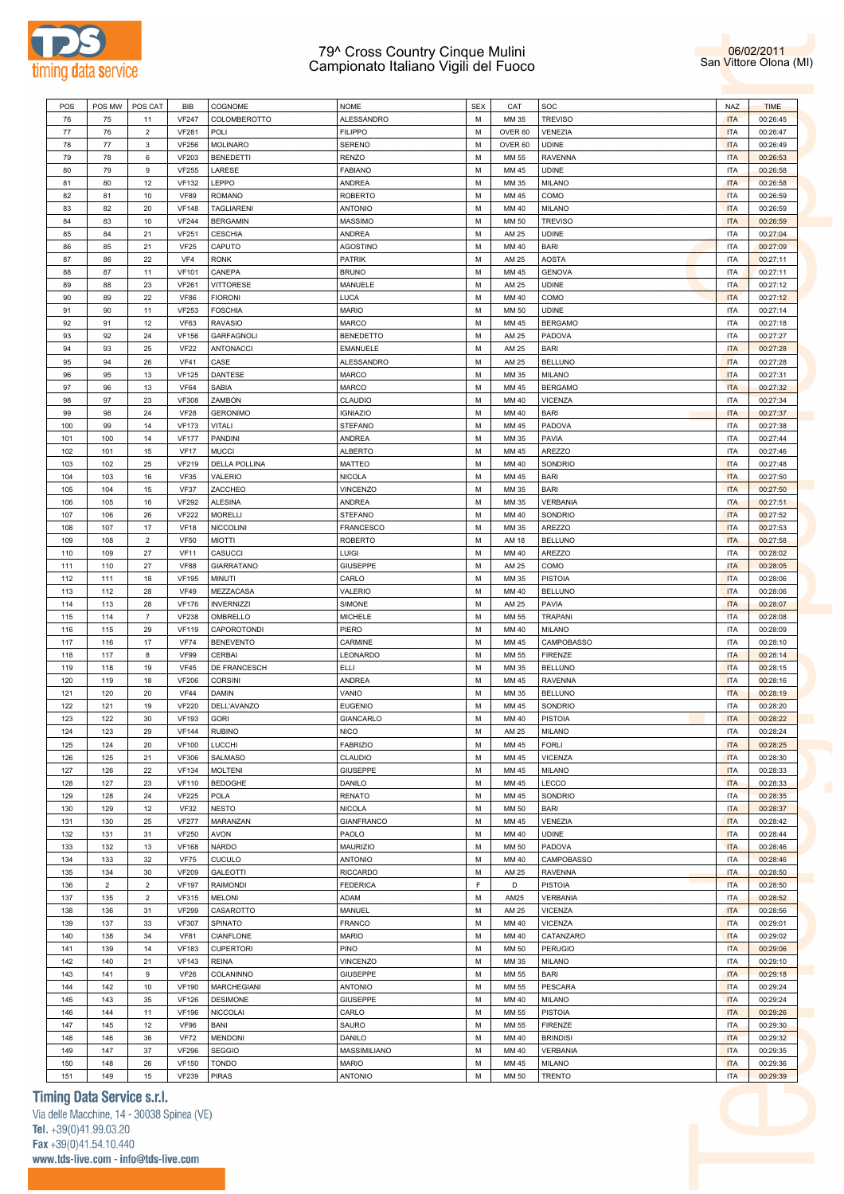# 79^ Cross Country Cinque Mulini
## Campionato Italiano Vigili del Fuoco

06/02/2011
San Vittore Olona (MI)

| POS | POS MW | POS CAT | BIB | COGNOME | NOME | SEX | CAT | SOC | NAZ | TIME |
|---|---|---|---|---|---|---|---|---|---|---|
| 76 | 75 | 11 | VF247 | COLOMBEROTTO | ALESSANDRO | M | MM 35 | TREVISO | ITA | 00:26:45 |
| 77 | 76 | 2 | VF281 | POLI | FILIPPO | M | OVER 60 | VENEZIA | ITA | 00:26:47 |
| 78 | 77 | 3 | VF256 | MOLINARO | SERENO | M | OVER 60 | UDINE | ITA | 00:26:49 |
| 79 | 78 | 6 | VF203 | BENEDETTI | RENZO | M | MM 55 | RAVENNA | ITA | 00:26:53 |
| 80 | 79 | 9 | VF255 | LARESE | FABIANO | M | MM 45 | UDINE | ITA | 00:26:58 |
| 81 | 80 | 12 | VF132 | LEPPO | ANDREA | M | MM 35 | MILANO | ITA | 00:26:58 |
| 82 | 81 | 10 | VF89 | ROMANO | ROBERTO | M | MM 45 | COMO | ITA | 00:26:59 |
| 83 | 82 | 20 | VF148 | TAGLIARENI | ANTONIO | M | MM 40 | MILANO | ITA | 00:26:59 |
| 84 | 83 | 10 | VF244 | BERGAMIN | MASSIMO | M | MM 50 | TREVISO | ITA | 00:26:59 |
| 85 | 84 | 21 | VF251 | CESCHIA | ANDREA | M | AM 25 | UDINE | ITA | 00:27:04 |
| 86 | 85 | 21 | VF25 | CAPUTO | AGOSTINO | M | MM 40 | BARI | ITA | 00:27:09 |
| 87 | 86 | 22 | VF4 | RONK | PATRIK | M | AM 25 | AOSTA | ITA | 00:27:11 |
| 88 | 87 | 11 | VF101 | CANEPA | BRUNO | M | MM 45 | GENOVA | ITA | 00:27:11 |
| 89 | 88 | 23 | VF261 | VITTORESE | MANUELE | M | AM 25 | UDINE | ITA | 00:27:12 |
| 90 | 89 | 22 | VF86 | FIORONI | LUCA | M | MM 40 | COMO | ITA | 00:27:12 |
| 91 | 90 | 11 | VF253 | FOSCHIA | MARIO | M | MM 50 | UDINE | ITA | 00:27:14 |
| 92 | 91 | 12 | VF63 | RAVASIO | MARCO | M | MM 45 | BERGAMO | ITA | 00:27:18 |
| 93 | 92 | 24 | VF156 | GARFAGNOLI | BENEDETTO | M | AM 25 | PADOVA | ITA | 00:27:27 |
| 94 | 93 | 25 | VF22 | ANTONACCI | EMANUELE | M | AM 25 | BARI | ITA | 00:27:28 |
| 95 | 94 | 26 | VF41 | CASE | ALESSANDRO | M | AM 25 | BELLUNO | ITA | 00:27:28 |
| 96 | 95 | 13 | VF125 | DANTESE | MARCO | M | MM 35 | MILANO | ITA | 00:27:31 |
| 97 | 96 | 13 | VF64 | SABIA | MARCO | M | MM 45 | BERGAMO | ITA | 00:27:32 |
| 98 | 97 | 23 | VF308 | ZAMBON | CLAUDIO | M | MM 40 | VICENZA | ITA | 00:27:34 |
| 99 | 98 | 24 | VF28 | GERONIMO | IGNIAZIO | M | MM 40 | BARI | ITA | 00:27:37 |
| 100 | 99 | 14 | VF173 | VITALI | STEFANO | M | MM 45 | PADOVA | ITA | 00:27:38 |
| 101 | 100 | 14 | VF177 | PANDINI | ANDREA | M | MM 35 | PAVIA | ITA | 00:27:44 |
| 102 | 101 | 15 | VF17 | MUCCI | ALBERTO | M | MM 45 | AREZZO | ITA | 00:27:46 |
| 103 | 102 | 25 | VF219 | DELLA POLLINA | MATTEO | M | MM 40 | SONDRIO | ITA | 00:27:48 |
| 104 | 103 | 16 | VF35 | VALERIO | NICOLA | M | MM 45 | BARI | ITA | 00:27:50 |
| 105 | 104 | 15 | VF37 | ZACCHEO | VINCENZO | M | MM 35 | BARI | ITA | 00:27:50 |
| 106 | 105 | 16 | VF292 | ALESINA | ANDREA | M | MM 35 | VERBANIA | ITA | 00:27:51 |
| 107 | 106 | 26 | VF222 | MORELLI | STEFANO | M | MM 40 | SONDRIO | ITA | 00:27:52 |
| 108 | 107 | 17 | VF18 | NICCOLINI | FRANCESCO | M | MM 35 | AREZZO | ITA | 00:27:53 |
| 109 | 108 | 2 | VF50 | MIOTTI | ROBERTO | M | AM 18 | BELLUNO | ITA | 00:27:58 |
| 110 | 109 | 27 | VF11 | CASUCCI | LUIGI | M | MM 40 | AREZZO | ITA | 00:28:02 |
| 111 | 110 | 27 | VF88 | GIARRATANO | GIUSEPPE | M | AM 25 | COMO | ITA | 00:28:05 |
| 112 | 111 | 18 | VF195 | MINUTI | CARLO | M | MM 35 | PISTOIA | ITA | 00:28:06 |
| 113 | 112 | 28 | VF49 | MEZZACASA | VALERIO | M | MM 40 | BELLUNO | ITA | 00:28:06 |
| 114 | 113 | 28 | VF176 | INVERNIZZI | SIMONE | M | AM 25 | PAVIA | ITA | 00:28:07 |
| 115 | 114 | 7 | VF238 | OMBRELLO | MICHELE | M | MM 55 | TRAPANI | ITA | 00:28:08 |
| 116 | 115 | 29 | VF119 | CAPOROTONDI | PIERO | M | MM 40 | MILANO | ITA | 00:28:09 |
| 117 | 116 | 17 | VF74 | BENEVENTO | CARMINE | M | MM 45 | CAMPOBASSO | ITA | 00:28:10 |
| 118 | 117 | 8 | VF99 | CERBAI | LEONARDO | M | MM 55 | FIRENZE | ITA | 00:28:14 |
| 119 | 118 | 19 | VF45 | DE FRANCESCH | ELLI | M | MM 35 | BELLUNO | ITA | 00:28:15 |
| 120 | 119 | 18 | VF206 | CORSINI | ANDREA | M | MM 45 | RAVENNA | ITA | 00:28:16 |
| 121 | 120 | 20 | VF44 | DAMIN | VANIO | M | MM 35 | BELLUNO | ITA | 00:28:19 |
| 122 | 121 | 19 | VF220 | DELL'AVANZO | EUGENIO | M | MM 45 | SONDRIO | ITA | 00:28:20 |
| 123 | 122 | 30 | VF193 | GORI | GIANCARLO | M | MM 40 | PISTOIA | ITA | 00:28:22 |
| 124 | 123 | 29 | VF144 | RUBINO | NICO | M | AM 25 | MILANO | ITA | 00:28:24 |
| 125 | 124 | 20 | VF100 | LUCCHI | FABRIZIO | M | MM 45 | FORLI | ITA | 00:28:25 |
| 126 | 125 | 21 | VF306 | SALMASO | CLAUDIO | M | MM 45 | VICENZA | ITA | 00:28:30 |
| 127 | 126 | 22 | VF134 | MOLTENI | GIUSEPPE | M | MM 45 | MILANO | ITA | 00:28:33 |
| 128 | 127 | 23 | VF110 | BEDOGHE | DANILO | M | MM 45 | LECCO | ITA | 00:28:33 |
| 129 | 128 | 24 | VF225 | POLA | RENATO | M | MM 45 | SONDRIO | ITA | 00:28:35 |
| 130 | 129 | 12 | VF32 | NESTO | NICOLA | M | MM 50 | BARI | ITA | 00:28:37 |
| 131 | 130 | 25 | VF277 | MARANZAN | GIANFRANCO | M | MM 45 | VENEZIA | ITA | 00:28:42 |
| 132 | 131 | 31 | VF250 | AVON | PAOLO | M | MM 40 | UDINE | ITA | 00:28:44 |
| 133 | 132 | 13 | VF168 | NARDO | MAURIZIO | M | MM 50 | PADOVA | ITA | 00:28:46 |
| 134 | 133 | 32 | VF75 | CUCULO | ANTONIO | M | MM 40 | CAMPOBASSO | ITA | 00:28:46 |
| 135 | 134 | 30 | VF209 | GALEOTTI | RICCARDO | M | AM 25 | RAVENNA | ITA | 00:28:50 |
| 136 | 2 | 2 | VF197 | RAIMONDI | FEDERICA | F | D | PISTOIA | ITA | 00:28:50 |
| 137 | 135 | 2 | VF315 | MELONI | ADAM | M | AM25 | VERBANIA | ITA | 00:28:52 |
| 138 | 136 | 31 | VF299 | CASAROTTO | MANUEL | M | AM 25 | VICENZA | ITA | 00:28:56 |
| 139 | 137 | 33 | VF307 | SPINATO | FRANCO | M | MM 40 | VICENZA | ITA | 00:29:01 |
| 140 | 138 | 34 | VF81 | CIANFLONE | MARIO | M | MM 40 | CATANZARO | ITA | 00:29:02 |
| 141 | 139 | 14 | VF183 | CUPERTORI | PINO | M | MM 50 | PERUGIO | ITA | 00:29:06 |
| 142 | 140 | 21 | VF143 | REINA | VINCENZO | M | MM 35 | MILANO | ITA | 00:29:10 |
| 143 | 141 | 9 | VF26 | COLANINNO | GIUSEPPE | M | MM 55 | BARI | ITA | 00:29:18 |
| 144 | 142 | 10 | VF190 | MARCHEGIANI | ANTONIO | M | MM 55 | PESCARA | ITA | 00:29:24 |
| 145 | 143 | 35 | VF126 | DESIMONE | GIUSEPPE | M | MM 40 | MILANO | ITA | 00:29:24 |
| 146 | 144 | 11 | VF196 | NICCOLAI | CARLO | M | MM 55 | PISTOIA | ITA | 00:29:26 |
| 147 | 145 | 12 | VF96 | BANI | SAURO | M | MM 55 | FIRENZE | ITA | 00:29:30 |
| 148 | 146 | 36 | VF72 | MENDONI | DANILO | M | MM 40 | BRINDISI | ITA | 00:29:32 |
| 149 | 147 | 37 | VF296 | SEGGIO | MASSIMILIANO | M | MM 40 | VERBANIA | ITA | 00:29:35 |
| 150 | 148 | 26 | VF150 | TONDO | MARIO | M | MM 45 | MILANO | ITA | 00:29:36 |
| 151 | 149 | 15 | VF239 | PIRAS | ANTONIO | M | MM 50 | TRENTO | ITA | 00:29:39 |

**Timing Data Service s.r.l.**
Via delle Macchine, 14 - 30038 Spinea (VE)
Tel. +39(0)41.99.03.20
Fax +39(0)41.54.10.440
www.tds-live.com - info@tds-live.com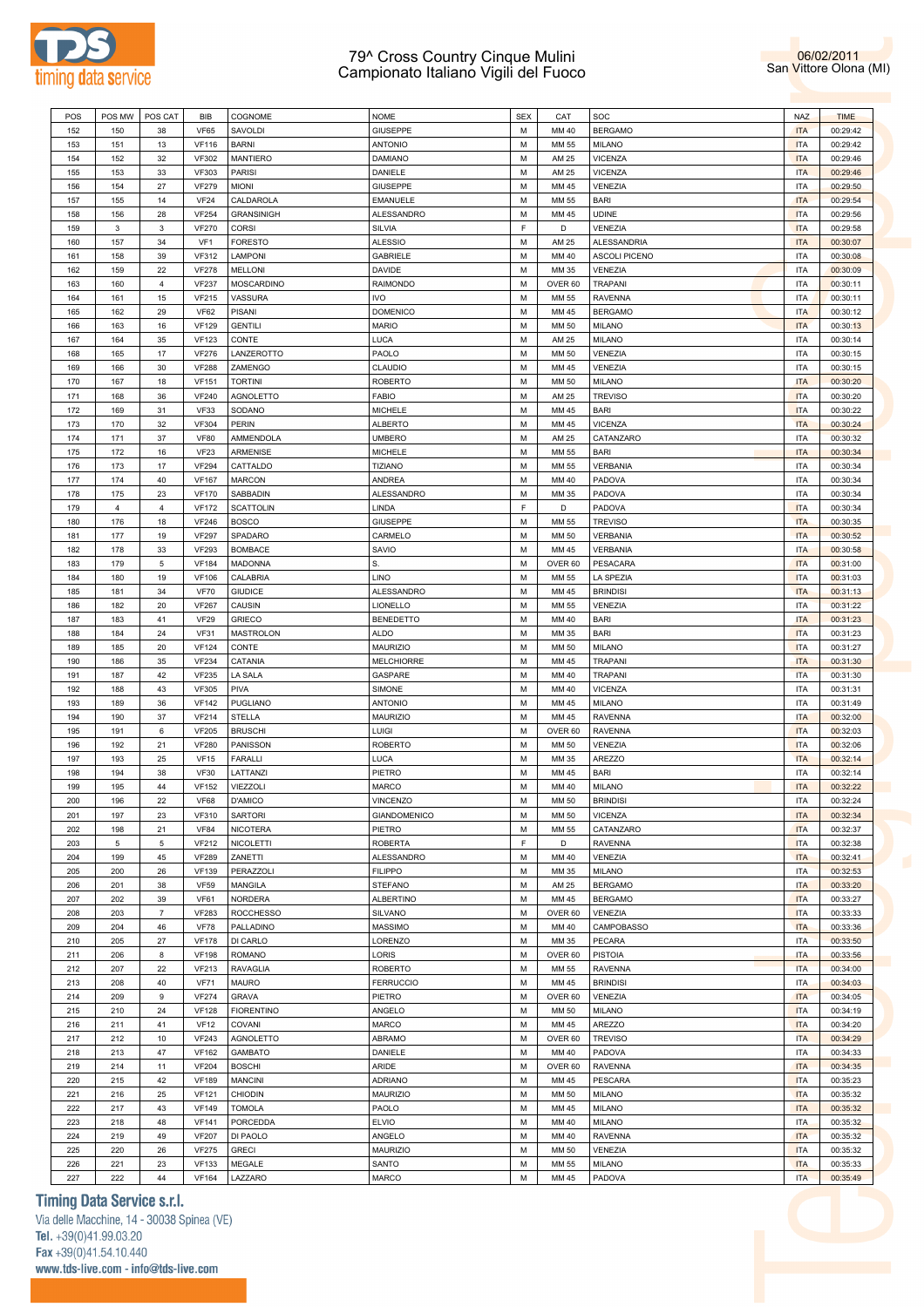# 79^ Cross Country Cinque Mulini
## Campionato Italiano Vigili del Fuoco

06/02/2011
San Vittore Olona (MI)

| POS | POS MW | POS CAT | BIB | COGNOME | NOME | SEX | CAT | SOC | NAZ | TIME |
|---|---|---|---|---|---|---|---|---|---|---|
| 152 | 150 | 38 | VF65 | SAVOLDI | GIUSEPPE | M | MM 40 | BERGAMO | ITA | 00:29:42 |
| 153 | 151 | 13 | VF116 | BARNI | ANTONIO | M | MM 55 | MILANO | ITA | 00:29:42 |
| 154 | 152 | 32 | VF302 | MANTIERO | DAMIANO | M | AM 25 | VICENZA | ITA | 00:29:46 |
| 155 | 153 | 33 | VF303 | PARISI | DANIELE | M | AM 25 | VICENZA | ITA | 00:29:46 |
| 156 | 154 | 27 | VF279 | MIONI | GIUSEPPE | M | MM 45 | VENEZIA | ITA | 00:29:50 |
| 157 | 155 | 14 | VF24 | CALDAROLA | EMANUELE | M | MM 55 | BARI | ITA | 00:29:54 |
| 158 | 156 | 28 | VF254 | GRANSINIGH | ALESSANDRO | M | MM 45 | UDINE | ITA | 00:29:56 |
| 159 | 3 | 3 | VF270 | CORSI | SILVIA | F | D | VENEZIA | ITA | 00:29:58 |
| 160 | 157 | 34 | VF1 | FORESTO | ALESSIO | M | AM 25 | ALESSANDRIA | ITA | 00:30:07 |
| 161 | 158 | 39 | VF312 | LAMPONI | GABRIELE | M | MM 40 | ASCOLI PICENO | ITA | 00:30:08 |
| 162 | 159 | 22 | VF278 | MELLONI | DAVIDE | M | MM 35 | VENEZIA | ITA | 00:30:09 |
| 163 | 160 | 4 | VF237 | MOSCARDINO | RAIMONDO | M | OVER 60 | TRAPANI | ITA | 00:30:11 |
| 164 | 161 | 15 | VF215 | VASSURA | IVO | M | MM 55 | RAVENNA | ITA | 00:30:11 |
| 165 | 162 | 29 | VF62 | PISANI | DOMENICO | M | MM 45 | BERGAMO | ITA | 00:30:12 |
| 166 | 163 | 16 | VF129 | GENTILI | MARIO | M | MM 50 | MILANO | ITA | 00:30:13 |
| 167 | 164 | 35 | VF123 | CONTE | LUCA | M | AM 25 | MILANO | ITA | 00:30:14 |
| 168 | 165 | 17 | VF276 | LANZEROTTO | PAOLO | M | MM 50 | VENEZIA | ITA | 00:30:15 |
| 169 | 166 | 30 | VF288 | ZAMENGO | CLAUDIO | M | MM 45 | VENEZIA | ITA | 00:30:15 |
| 170 | 167 | 18 | VF151 | TORTINI | ROBERTO | M | MM 50 | MILANO | ITA | 00:30:20 |
| 171 | 168 | 36 | VF240 | AGNOLETTO | FABIO | M | AM 25 | TREVISO | ITA | 00:30:20 |
| 172 | 169 | 31 | VF33 | SODANO | MICHELE | M | MM 45 | BARI | ITA | 00:30:22 |
| 173 | 170 | 32 | VF304 | PERIN | ALBERTO | M | MM 45 | VICENZA | ITA | 00:30:24 |
| 174 | 171 | 37 | VF80 | AMMENDOLA | UMBERO | M | AM 25 | CATANZARO | ITA | 00:30:32 |
| 175 | 172 | 16 | VF23 | ARMENISE | MICHELE | M | MM 55 | BARI | ITA | 00:30:34 |
| 176 | 173 | 17 | VF294 | CATTALDO | TIZIANO | M | MM 55 | VERBANIA | ITA | 00:30:34 |
| 177 | 174 | 40 | VF167 | MARCON | ANDREA | M | MM 40 | PADOVA | ITA | 00:30:34 |
| 178 | 175 | 23 | VF170 | SABBADIN | ALESSANDRO | M | MM 35 | PADOVA | ITA | 00:30:34 |
| 179 | 4 | 4 | VF172 | SCATTOLIN | LINDA | F | D | PADOVA | ITA | 00:30:34 |
| 180 | 176 | 18 | VF246 | BOSCO | GIUSEPPE | M | MM 55 | TREVISO | ITA | 00:30:35 |
| 181 | 177 | 19 | VF297 | SPADARO | CARMELO | M | MM 50 | VERBANIA | ITA | 00:30:52 |
| 182 | 178 | 33 | VF293 | BOMBACE | SAVIO | M | MM 45 | VERBANIA | ITA | 00:30:58 |
| 183 | 179 | 5 | VF184 | MADONNA | S. | M | OVER 60 | PESACARA | ITA | 00:31:00 |
| 184 | 180 | 19 | VF106 | CALABRIA | LINO | M | MM 55 | LA SPEZIA | ITA | 00:31:03 |
| 185 | 181 | 34 | VF70 | GIUDICE | ALESSANDRO | M | MM 45 | BRINDISI | ITA | 00:31:13 |
| 186 | 182 | 20 | VF267 | CAUSIN | LIONELLO | M | MM 55 | VENEZIA | ITA | 00:31:22 |
| 187 | 183 | 41 | VF29 | GRIECO | BENEDETTO | M | MM 40 | BARI | ITA | 00:31:23 |
| 188 | 184 | 24 | VF31 | MASTROLON | ALDO | M | MM 35 | BARI | ITA | 00:31:23 |
| 189 | 185 | 20 | VF124 | CONTE | MAURIZIO | M | MM 50 | MILANO | ITA | 00:31:27 |
| 190 | 186 | 35 | VF234 | CATANIA | MELCHIORRE | M | MM 45 | TRAPANI | ITA | 00:31:30 |
| 191 | 187 | 42 | VF235 | LA SALA | GASPARE | M | MM 40 | TRAPANI | ITA | 00:31:30 |
| 192 | 188 | 43 | VF305 | PIVA | SIMONE | M | MM 40 | VICENZA | ITA | 00:31:31 |
| 193 | 189 | 36 | VF142 | PUGLIANO | ANTONIO | M | MM 45 | MILANO | ITA | 00:31:49 |
| 194 | 190 | 37 | VF214 | STELLA | MAURIZIO | M | MM 45 | RAVENNA | ITA | 00:32:00 |
| 195 | 191 | 6 | VF205 | BRUSCHI | LUIGI | M | OVER 60 | RAVENNA | ITA | 00:32:03 |
| 196 | 192 | 21 | VF280 | PANISSON | ROBERTO | M | MM 50 | VENEZIA | ITA | 00:32:06 |
| 197 | 193 | 25 | VF15 | FARALLI | LUCA | M | MM 35 | AREZZO | ITA | 00:32:14 |
| 198 | 194 | 38 | VF30 | LATTANZI | PIETRO | M | MM 45 | BARI | ITA | 00:32:14 |
| 199 | 195 | 44 | VF152 | VIEZZOLI | MARCO | M | MM 40 | MILANO | ITA | 00:32:22 |
| 200 | 196 | 22 | VF68 | D'AMICO | VINCENZO | M | MM 50 | BRINDISI | ITA | 00:32:24 |
| 201 | 197 | 23 | VF310 | SARTORI | GIANDOMENICO | M | MM 50 | VICENZA | ITA | 00:32:34 |
| 202 | 198 | 21 | VF84 | NICOTERA | PIETRO | M | MM 55 | CATANZARO | ITA | 00:32:37 |
| 203 | 5 | 5 | VF212 | NICOLETTI | ROBERTA | F | D | RAVENNA | ITA | 00:32:38 |
| 204 | 199 | 45 | VF289 | ZANETTI | ALESSANDRO | M | MM 40 | VENEZIA | ITA | 00:32:41 |
| 205 | 200 | 26 | VF139 | PERAZZOLI | FILIPPO | M | MM 35 | MILANO | ITA | 00:32:53 |
| 206 | 201 | 38 | VF59 | MANGILA | STEFANO | M | AM 25 | BERGAMO | ITA | 00:33:20 |
| 207 | 202 | 39 | VF61 | NORDERA | ALBERTINO | M | MM 45 | BERGAMO | ITA | 00:33:27 |
| 208 | 203 | 7 | VF283 | ROCCHESSO | SILVANO | M | OVER 60 | VENEZIA | ITA | 00:33:33 |
| 209 | 204 | 46 | VF78 | PALLADINO | MASSIMO | M | MM 40 | CAMPOBASSO | ITA | 00:33:36 |
| 210 | 205 | 27 | VF178 | DI CARLO | LORENZO | M | MM 35 | PECARA | ITA | 00:33:50 |
| 211 | 206 | 8 | VF198 | ROMANO | LORIS | M | OVER 60 | PISTOIA | ITA | 00:33:56 |
| 212 | 207 | 22 | VF213 | RAVAGLIA | ROBERTO | M | MM 55 | RAVENNA | ITA | 00:34:00 |
| 213 | 208 | 40 | VF71 | MAURO | FERRUCCIO | M | MM 45 | BRINDISI | ITA | 00:34:03 |
| 214 | 209 | 9 | VF274 | GRAVA | PIETRO | M | OVER 60 | VENEZIA | ITA | 00:34:05 |
| 215 | 210 | 24 | VF128 | FIORENTINO | ANGELO | M | MM 50 | MILANO | ITA | 00:34:19 |
| 216 | 211 | 41 | VF12 | COVANI | MARCO | M | MM 45 | AREZZO | ITA | 00:34:20 |
| 217 | 212 | 10 | VF243 | AGNOLETTO | ABRAMO | M | OVER 60 | TREVISO | ITA | 00:34:29 |
| 218 | 213 | 47 | VF162 | GAMBATO | DANIELE | M | MM 40 | PADOVA | ITA | 00:34:33 |
| 219 | 214 | 11 | VF204 | BOSCHI | ARIDE | M | OVER 60 | RAVENNA | ITA | 00:34:35 |
| 220 | 215 | 42 | VF189 | MANCINI | ADRIANO | M | MM 45 | PESCARA | ITA | 00:35:23 |
| 221 | 216 | 25 | VF121 | CHIODIN | MAURIZIO | M | MM 50 | MILANO | ITA | 00:35:32 |
| 222 | 217 | 43 | VF149 | TOMOLA | PAOLO | M | MM 45 | MILANO | ITA | 00:35:32 |
| 223 | 218 | 48 | VF141 | PORCEDDA | ELVIO | M | MM 40 | MILANO | ITA | 00:35:32 |
| 224 | 219 | 49 | VF207 | DI PAOLO | ANGELO | M | MM 40 | RAVENNA | ITA | 00:35:32 |
| 225 | 220 | 26 | VF275 | GRECI | MAURIZIO | M | MM 50 | VENEZIA | ITA | 00:35:32 |
| 226 | 221 | 23 | VF133 | MEGALE | SANTO | M | MM 55 | MILANO | ITA | 00:35:33 |
| 227 | 222 | 44 | VF164 | LAZZARO | MARCO | M | MM 45 | PADOVA | ITA | 00:35:49 |

**Timing Data Service s.r.l.**
Via delle Macchine, 14 - 30038 Spinea (VE)
Tel. +39(0)41.99.03.20
Fax +39(0)41.54.10.440
www.tds-live.com - info@tds-live.com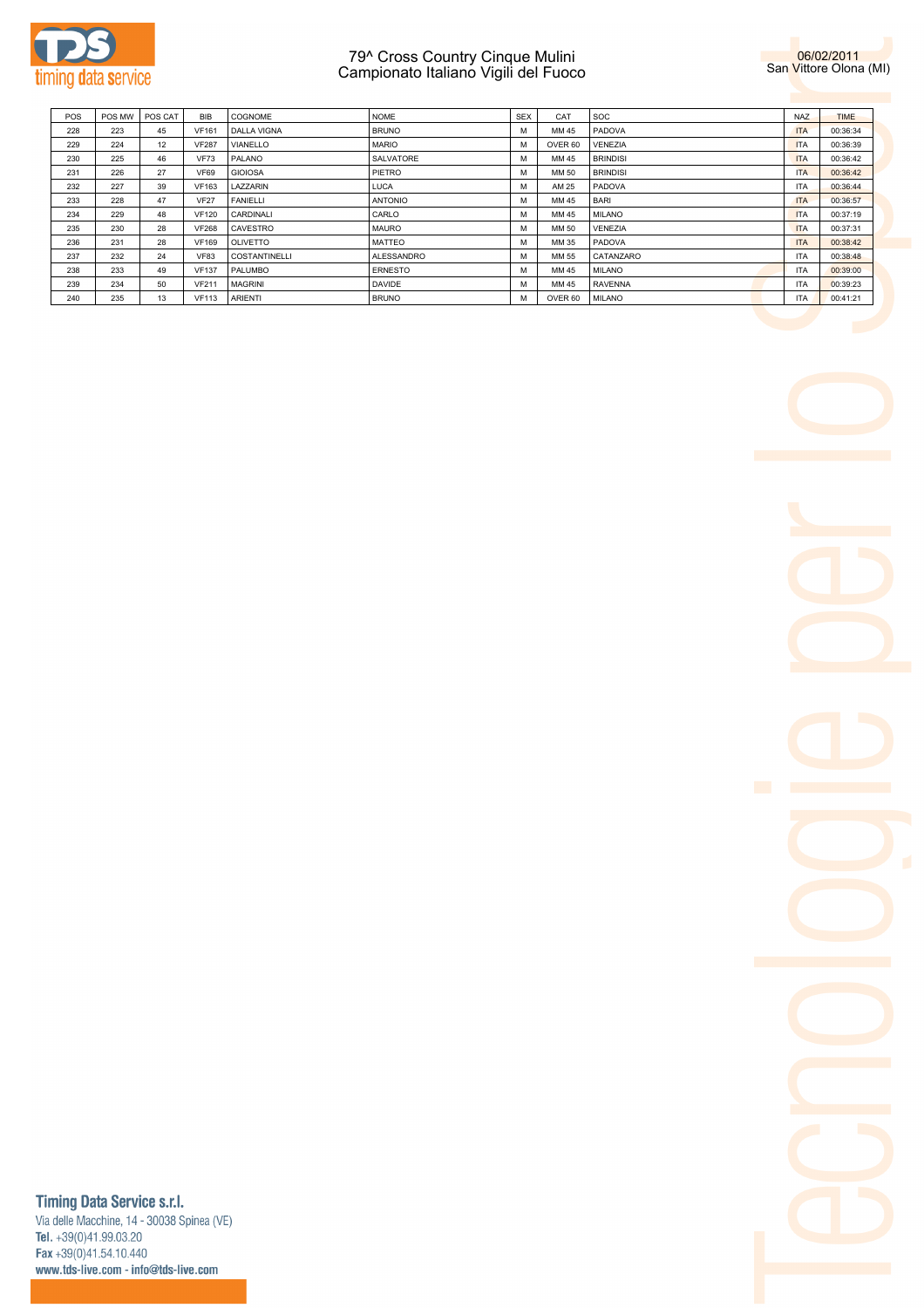# 79^ Cross Country Cinque Mulini
## Campionato Italiano Vigili del Fuoco

06/02/2011
San Vittore Olona (MI)

| POS | POS MW | POS CAT | BIB | COGNOME | NOME | SEX | CAT | SOC | NAZ | TIME |
|---|---|---|---|---|---|---|---|---|---|---|
| 228 | 223 | 45 | VF161 | DALLA VIGNA | BRUNO | M | MM 45 | PADOVA | ITA | 00:36:34 |
| 229 | 224 | 12 | VF287 | VIANELLO | MARIO | M | OVER 60 | VENEZIA | ITA | 00:36:39 |
| 230 | 225 | 46 | VF73 | PALANO | SALVATORE | M | MM 45 | BRINDISI | ITA | 00:36:42 |
| 231 | 226 | 27 | VF69 | GIOIOSA | PIETRO | M | MM 50 | BRINDISI | ITA | 00:36:42 |
| 232 | 227 | 39 | VF163 | LAZZARIN | LUCA | M | AM 25 | PADOVA | ITA | 00:36:44 |
| 233 | 228 | 47 | VF27 | FANIELLI | ANTONIO | M | MM 45 | BARI | ITA | 00:36:57 |
| 234 | 229 | 48 | VF120 | CARDINALI | CARLO | M | MM 45 | MILANO | ITA | 00:37:19 |
| 235 | 230 | 28 | VF268 | CAVESTRO | MAURO | M | MM 50 | VENEZIA | ITA | 00:37:31 |
| 236 | 231 | 28 | VF169 | OLIVETTO | MATTEO | M | MM 35 | PADOVA | ITA | 00:38:42 |
| 237 | 232 | 24 | VF83 | COSTANTINELLI | ALESSANDRO | M | MM 55 | CATANZARO | ITA | 00:38:48 |
| 238 | 233 | 49 | VF137 | PALUMBO | ERNESTO | M | MM 45 | MILANO | ITA | 00:39:00 |
| 239 | 234 | 50 | VF211 | MAGRINI | DAVIDE | M | MM 45 | RAVENNA | ITA | 00:39:23 |
| 240 | 235 | 13 | VF113 | ARIENTI | BRUNO | M | OVER 60 | MILANO | ITA | 00:41:21 |